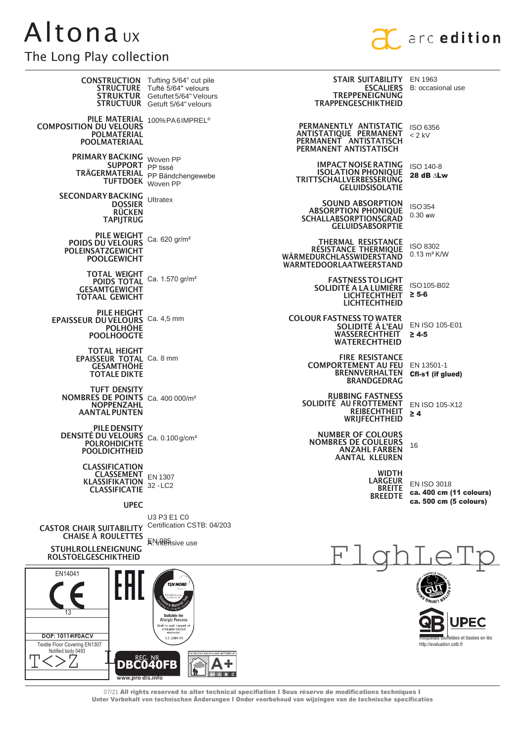# Altona UX

## The Long Play collection

arc edition

| | |
|---|---|
| **CONSTRUCTION / STRUCTURE / STRUKTUR / STRUCTUUR** | Tufting 5/64" cut pile<br>Tufté 5/64" velours<br>Getuftet 5/64" Velours<br>Getuft 5/64" velours |
| **PILE MATERIAL / COMPOSITION DU VELOURS / POLMATERIAL / POOLMATERIAAL** | 100% PA6 IMPREL® |
| **PRIMARY BACKING / SUPPORT / TRÄGERMATERIAL / TUFTDOEK** | Woven PP<br>PP tissé<br>PP Bändchengewebe<br>Woven PP |
| **SECONDARY BACKING / DOSSIER / RÜCKEN / TAPIJTRUG** | Ultratex |
| **PILE WEIGHT / POIDS DU VELOURS / POLEINSATZGEWICHT / POOLGEWICHT** | Ca. 620 gr/m² |
| **TOTAL WEIGHT / POIDS TOTAL / GESAMTGEWICHT / TOTAAL GEWICHT** | Ca. 1.570 gr/m² |
| **PILE HEIGHT / EPAISSEUR DU VELOURS / POLHÖHE / POOLHOOGTE** | Ca. 4,5 mm |
| **TOTAL HEIGHT / EPAISSEUR TOTAL / GESAMTHÖHE / TOTALE DIKTE** | Ca. 8 mm |
| **TUFT DENSITY / NOMBRES DE POINTS / NOPPENZAHL / AANTAL PUNTEN** | Ca. 400 000/m² |
| **PILE DENSITY / DENSITÉ DU VELOURS / POLROHDICHTE / POOLDICHTHEID** | Ca. 0.100 g/cm³ |
| **CLASSIFICATION / CLASSEMENT / KLASSIFIKATION / CLASSIFICATIE** | EN 1307<br>32 - LC2 |
| **UPEC** | U3 P3 E1 C0<br>Certification CSTB: 04/203 |
| **CASTOR CHAIR SUITABILITY / CHAISE À ROULETTES / STUHLROLLENEIGNUNG / ROLSTOELGESCHIKTHEID** | EN 985<br>A: intensive use |
| **STAIR SUITABILITY / ESCALIERS / TREPPENEIGNUNG / TRAPPENGESCHIKTHEID** | EN 1963<br>B: occasional use |
| **PERMANENTLY ANTISTATIC / ANTISTATIQUE PERMANENT / PERMANENT ANTISTATISCH / PERMANENT ANTISTATISCH** | ISO 6356<br>< 2 kV |
| **IMPACT NOISE RATING / ISOLATION PHONIQUE / TRITTSCHALLVERBESSERUNG / GELUIDSISOLATIE** | ISO 140-8<br>**28 dB ∆Lw** |
| **SOUND ABSORPTION / ABSORPTION PHONIQUE / SCHALLABSORPTIONSGRAD / GELUIDSABSORPTIE** | ISO 354<br>0.30 αw |
| **THERMAL RESISTANCE / RÉSISTANCE THERMIQUE / WÄRMEDURCHLASSWIDERSTAND / WARMTEDOORLAATWEERSTAND** | ISO 8302<br>0.13 m² K/W |
| **FASTNESS TO LIGHT / SOLIDITÉ A LA LUMIÈRE / LICHTECHTHEIT / LICHTECHTHEID** | ISO 105-B02<br>**≥ 5-6** |
| **COLOUR FASTNESS TO WATER / SOLIDITÉ À L'EAU / WASSERECHTHEIT / WATERECHTHEID** | EN ISO 105-E01<br>**≥ 4-5** |
| **FIRE RESISTANCE / COMPORTEMENT AU FEU / BRENNVERHALTEN / BRANDGEDRAG** | EN 13501-1<br>**Cfl-s1 (if glued)** |
| **RUBBING FASTNESS / SOLIDITÉ AU FROTTEMENT / REIBECHTHEIT / WRIJFECHTHEID** | EN ISO 105-X12<br>**≥ 4** |
| **NUMBER OF COLOURS / NOMBRES DE COULEURS / ANZAHL FARBEN / AANTAL KLEUREN** | 16 |
| **WIDTH / LARGEUR / BREITE / BREEDTE** | EN ISO 3018<br>**ca. 400 cm (11 colours)**<br>**ca. 500 cm (5 colours)** |

EN14041

CE 13

DOP: 1011#IF0ACV

Textile Floor Covering EN1307
Notified body 0493

TÜV NORD — Suitable for Allergic Persons — Wall to wall carpet of allergen-tested material — 3.2-2004/05

REG. NR DBC040FB — www.pro-dis.info

ÉMISSIONS DANS L'AIR INTÉRIEUR A+

GUT — Environment — Carpets tested for a better living environment

QB UPEC — moquettes touffetées et tissées en lés — http://evaluation.cstb.fr

07/21 **All rights reserved to alter technical specifiation I Sous réserve de modifications techniques I Unter Vorbehalt von technischen Änderungen I Onder voorbehoud van wijzingen van de technische specificaties**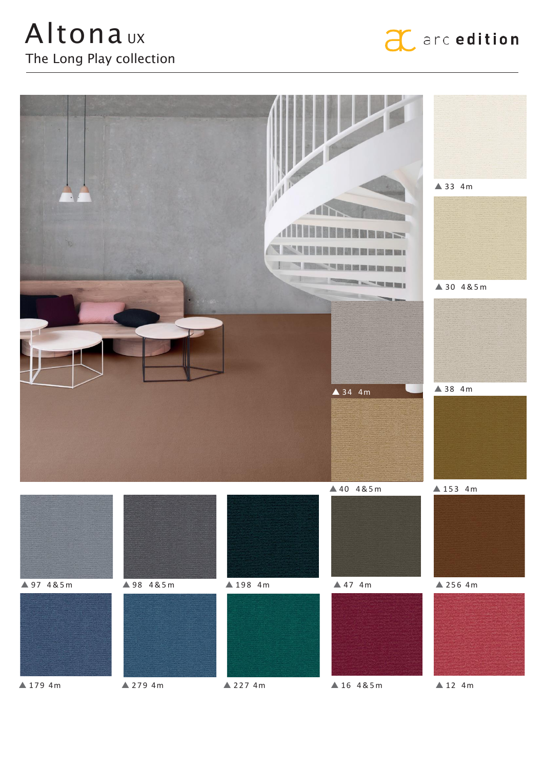# Altona UX

The Long Play collection

arc edition

▲ 33 4m

▲ 30 4&5m

▲ 34 4m

▲ 38 4m

▲ 40 4&5m

▲ 153 4m

▲ 97 4&5m

▲ 98 4&5m

▲ 198 4m

▲ 47 4m

▲ 256 4m

▲ 179 4m

▲ 279 4m

▲ 227 4m

▲ 16 4&5m

▲ 12 4m